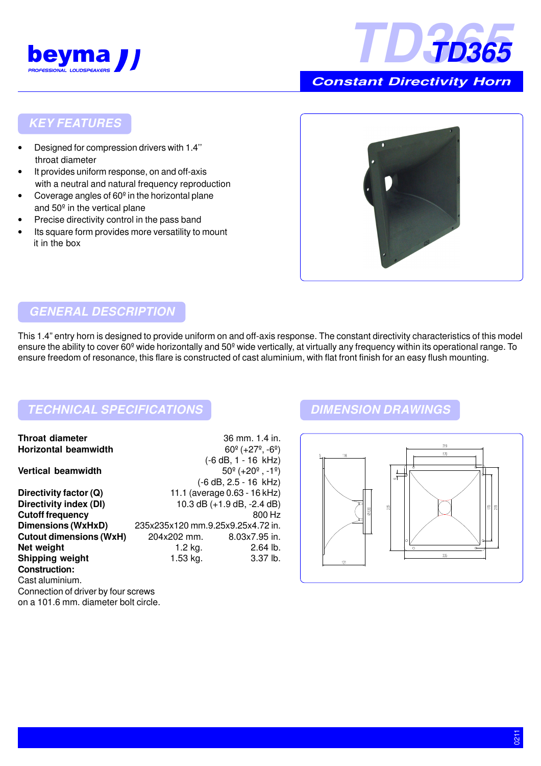# TD365

## Constant Directivity Horn

### KEY FEATURES

- Designed for compression drivers with 1.4'' throat diameter
- It provides uniform response, on and off-axis with a neutral and natural frequency reproduction
- Coverage angles of 60º in the horizontal plane and 50º in the vertical plane
- Precise directivity control in the pass band
- Its square form provides more versatility to mount it in the box

### GENERAL DESCRIPTION

This 1.4" entry horn is designed to provide uniform on and off-axis response. The constant directivity characteristics of this model ensure the ability to cover 60º wide horizontally and 50º wide vertically, at virtually any frequency within its operational range. To ensure freedom of resonance, this flare is constructed of cast aluminium, with flat front finish for an easy flush mounting.

### TECHNICAL SPECIFICATIONS

| | | |
|---|---|---|
| **Throat diameter** | | 36 mm. 1.4 in. |
| **Horizontal beamwidth** | | 60º (+27º, -6º) (-6 dB, 1 - 16 kHz) |
| **Vertical beamwidth** | | 50º (+20º, -1º) (-6 dB, 2.5 - 16 kHz) |
| **Directivity factor (Q)** | | 11.1 (average 0.63 - 16 kHz) |
| **Directivity index (DI)** | | 10.3 dB (+1.9 dB, -2.4 dB) |
| **Cutoff frequency** | | 800 Hz |
| **Dimensions (WxHxD)** | | 235x235x120 mm. 9.25x9.25x4.72 in. |
| **Cutout dimensions (WxH)** | 204x202 mm. | 8.03x7.95 in. |
| **Net weight** | 1.2 kg. | 2.64 lb. |
| **Shipping weight** | 1.53 kg. | 3.37 lb. |

**Construction:**

Cast aluminium.

Connection of driver by four screws on a 101.6 mm. diameter bolt circle.

### DIMENSION DRAWINGS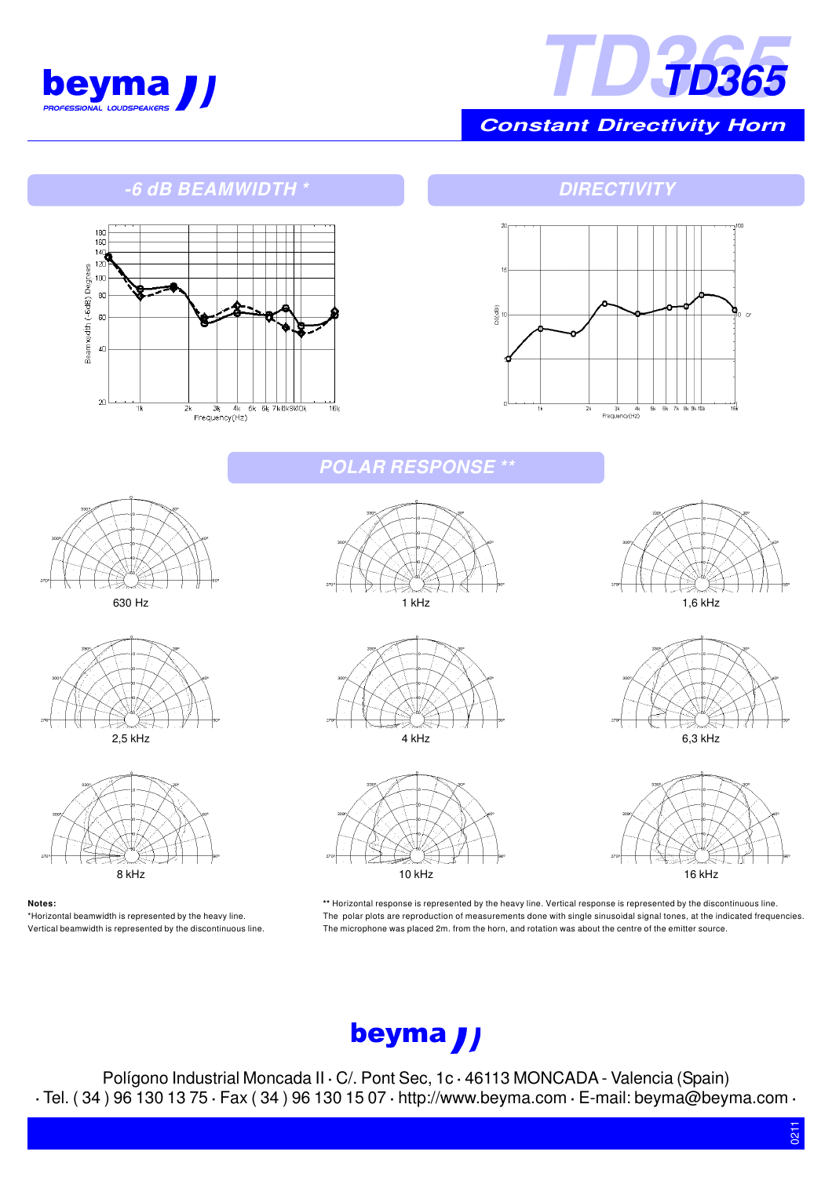beyma
PROFESSIONAL LOUDSPEAKERS

# TD365

**Constant Directivity Horn**

## -6 dB BEAMWIDTH *

180
160
140
120
100
80
60
40
20
Beamwidth (-6dB) Degrees
1k 2k 3k 4k 5k 6k 7k 8k 9k 10k 16k
Frequency(Hz)

## DIRECTIVITY

20
15
10
5
0
DI (dB)
100
10
0°
1k 2k 3k 4k 5k 6k 7k 8k 9k 10k 16k
Frequency(Hz)

## POLAR RESPONSE **

630 Hz

1 kHz

1,6 kHz

2,5 kHz

4 kHz

6,3 kHz

8 kHz

10 kHz

16 kHz

**Notes:**

*Horizontal beamwidth is represented by the heavy line.
Vertical beamwidth is represented by the discontinuous line.

** Horizontal response is represented by the heavy line. Vertical response is represented by the discontinuous line.
The polar plots are reproduction of measurements done with single sinusoidal signal tones, at the indicated frequencies.
The microphone was placed 2m. from the horn, and rotation was about the centre of the emitter source.

beyma

Polígono Industrial Moncada II · C/. Pont Sec, 1c · 46113 MONCADA - Valencia (Spain)
· Tel. ( 34 ) 96 130 13 75 · Fax ( 34 ) 96 130 15 07 · http://www.beyma.com · E-mail: beyma@beyma.com ·

0211